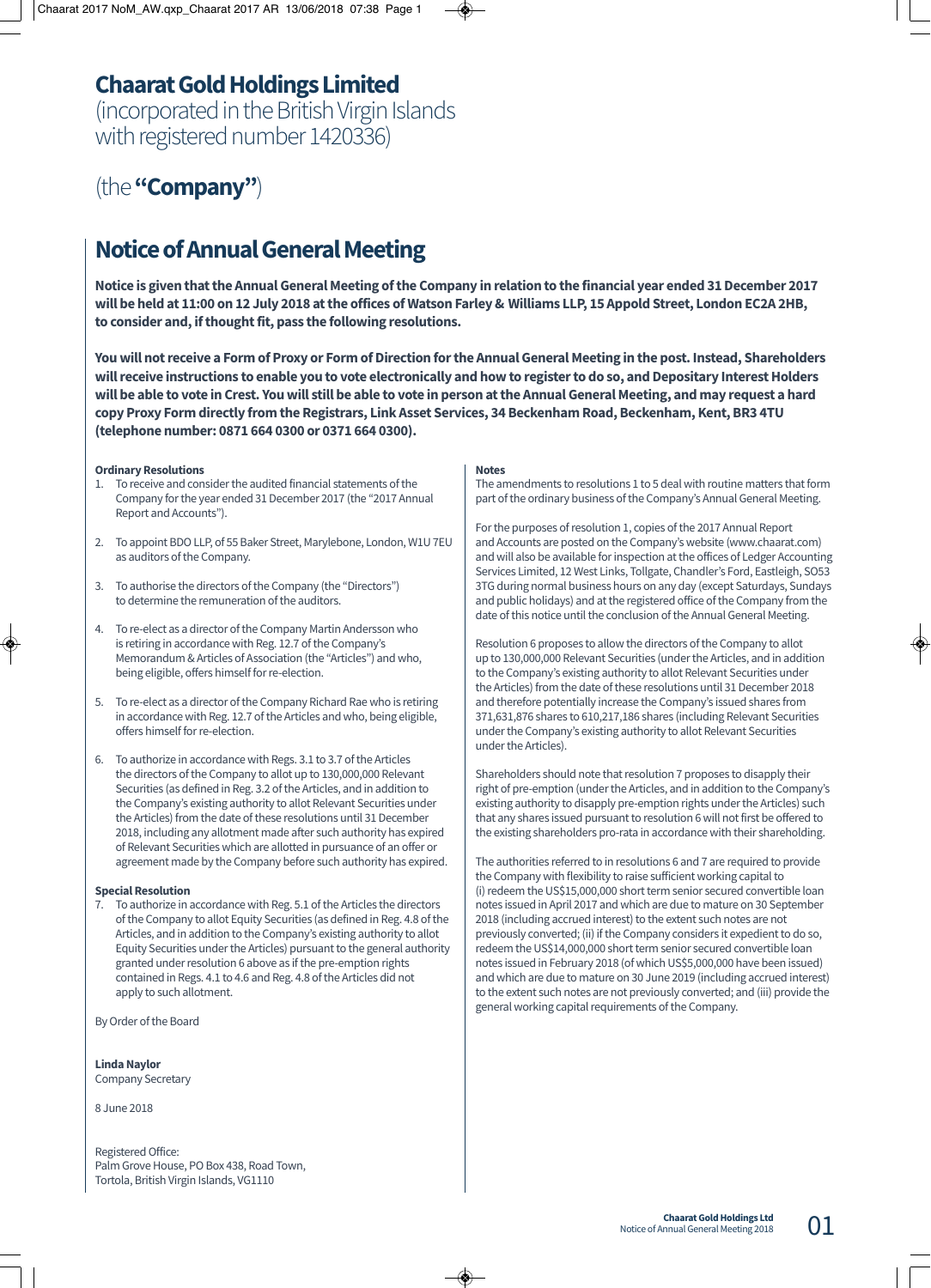# Chaarat Gold Holdings Limited

(incorporated in the British Virgin Islands with registered number 1420336)

(the **"Company"**)

## Notice of Annual General Meeting

**Notice is given that the Annual General Meeting of the Company in relation to the financial year ended 31 December 2017 will be held at 11:00 on 12 July 2018 at the offices of Watson Farley & Williams LLP, 15 Appold Street, London EC2A 2HB, to consider and, if thought fit, pass the following resolutions.**

**You will not receive a Form of Proxy or Form of Direction for the Annual General Meeting in the post. Instead, Shareholders will receive instructions to enable you to vote electronically and how to register to do so, and Depositary Interest Holders will be able to vote in Crest. You will still be able to vote in person at the Annual General Meeting, and may request a hard copy Proxy Form directly from the Registrars, Link Asset Services, 34 Beckenham Road, Beckenham, Kent, BR3 4TU (telephone number: 0871 664 0300 or 0371 664 0300).**

**Ordinary Resolutions**

1. To receive and consider the audited financial statements of the Company for the year ended 31 December 2017 (the "2017 Annual Report and Accounts").
2. To appoint BDO LLP, of 55 Baker Street, Marylebone, London, W1U 7EU as auditors of the Company.
3. To authorise the directors of the Company (the "Directors") to determine the remuneration of the auditors.
4. To re-elect as a director of the Company Martin Andersson who is retiring in accordance with Reg. 12.7 of the Company's Memorandum & Articles of Association (the "Articles") and who, being eligible, offers himself for re-election.
5. To re-elect as a director of the Company Richard Rae who is retiring in accordance with Reg. 12.7 of the Articles and who, being eligible, offers himself for re-election.
6. To authorize in accordance with Regs. 3.1 to 3.7 of the Articles the directors of the Company to allot up to 130,000,000 Relevant Securities (as defined in Reg. 3.2 of the Articles, and in addition to the Company's existing authority to allot Relevant Securities under the Articles) from the date of these resolutions until 31 December 2018, including any allotment made after such authority has expired of Relevant Securities which are allotted in pursuance of an offer or agreement made by the Company before such authority has expired.

**Special Resolution**

7. To authorize in accordance with Reg. 5.1 of the Articles the directors of the Company to allot Equity Securities (as defined in Reg. 4.8 of the Articles, and in addition to the Company's existing authority to allot Equity Securities under the Articles) pursuant to the general authority granted under resolution 6 above as if the pre-emption rights contained in Regs. 4.1 to 4.6 and Reg. 4.8 of the Articles did not apply to such allotment.

By Order of the Board

**Linda Naylor**
Company Secretary

8 June 2018

Registered Office:
Palm Grove House, PO Box 438, Road Town,
Tortola, British Virgin Islands, VG1110

**Notes**

The amendments to resolutions 1 to 5 deal with routine matters that form part of the ordinary business of the Company's Annual General Meeting.

For the purposes of resolution 1, copies of the 2017 Annual Report and Accounts are posted on the Company's website (www.chaarat.com) and will also be available for inspection at the offices of Ledger Accounting Services Limited, 12 West Links, Tollgate, Chandler's Ford, Eastleigh, SO53 3TG during normal business hours on any day (except Saturdays, Sundays and public holidays) and at the registered office of the Company from the date of this notice until the conclusion of the Annual General Meeting.

Resolution 6 proposes to allow the directors of the Company to allot up to 130,000,000 Relevant Securities (under the Articles, and in addition to the Company's existing authority to allot Relevant Securities under the Articles) from the date of these resolutions until 31 December 2018 and therefore potentially increase the Company's issued shares from 371,631,876 shares to 610,217,186 shares (including Relevant Securities under the Company's existing authority to allot Relevant Securities under the Articles).

Shareholders should note that resolution 7 proposes to disapply their right of pre-emption (under the Articles, and in addition to the Company's existing authority to disapply pre-emption rights under the Articles) such that any shares issued pursuant to resolution 6 will not first be offered to the existing shareholders pro-rata in accordance with their shareholding.

The authorities referred to in resolutions 6 and 7 are required to provide the Company with flexibility to raise sufficient working capital to (i) redeem the US$15,000,000 short term senior secured convertible loan notes issued in April 2017 and which are due to mature on 30 September 2018 (including accrued interest) to the extent such notes are not previously converted; (ii) if the Company considers it expedient to do so, redeem the US$14,000,000 short term senior secured convertible loan notes issued in February 2018 (of which US$5,000,000 have been issued) and which are due to mature on 30 June 2019 (including accrued interest) to the extent such notes are not previously converted; and (iii) provide the general working capital requirements of the Company.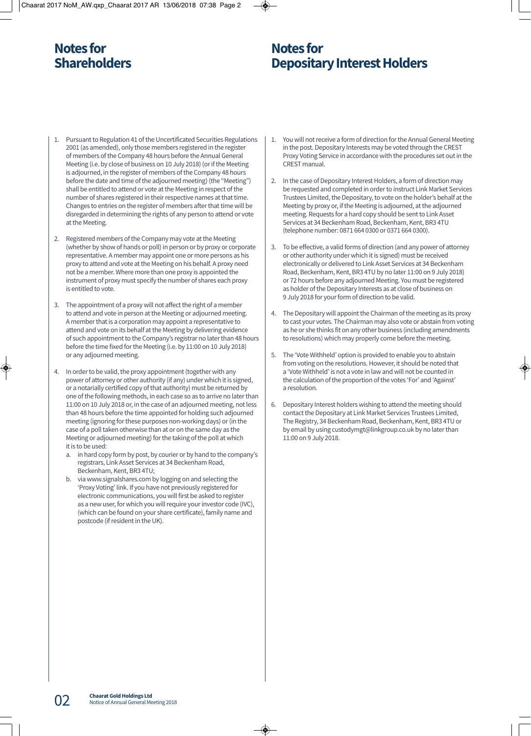## Notes for Shareholders

1. Pursuant to Regulation 41 of the Uncertificated Securities Regulations 2001 (as amended), only those members registered in the register of members of the Company 48 hours before the Annual General Meeting (i.e. by close of business on 10 July 2018) (or if the Meeting is adjourned, in the register of members of the Company 48 hours before the date and time of the adjourned meeting) (the "Meeting") shall be entitled to attend or vote at the Meeting in respect of the number of shares registered in their respective names at that time. Changes to entries on the register of members after that time will be disregarded in determining the rights of any person to attend or vote at the Meeting.

2. Registered members of the Company may vote at the Meeting (whether by show of hands or poll) in person or by proxy or corporate representative. A member may appoint one or more persons as his proxy to attend and vote at the Meeting on his behalf. A proxy need not be a member. Where more than one proxy is appointed the instrument of proxy must specify the number of shares each proxy is entitled to vote.

3. The appointment of a proxy will not affect the right of a member to attend and vote in person at the Meeting or adjourned meeting. A member that is a corporation may appoint a representative to attend and vote on its behalf at the Meeting by delivering evidence of such appointment to the Company's registrar no later than 48 hours before the time fixed for the Meeting (i.e. by 11:00 on 10 July 2018) or any adjourned meeting.

4. In order to be valid, the proxy appointment (together with any power of attorney or other authority (if any) under which it is signed, or a notarially certified copy of that authority) must be returned by one of the following methods, in each case so as to arrive no later than 11:00 on 10 July 2018 or, in the case of an adjourned meeting, not less than 48 hours before the time appointed for holding such adjourned meeting (ignoring for these purposes non-working days) or (in the case of a poll taken otherwise than at or on the same day as the Meeting or adjourned meeting) for the taking of the poll at which it is to be used:
   a. in hard copy form by post, by courier or by hand to the company's registrars, Link Asset Services at 34 Beckenham Road, Beckenham, Kent, BR3 4TU;
   b. via www.signalshares.com by logging on and selecting the 'Proxy Voting' link. If you have not previously registered for electronic communications, you will first be asked to register as a new user, for which you will require your investor code (IVC), (which can be found on your share certificate), family name and postcode (if resident in the UK).

## Notes for Depositary Interest Holders

1. You will not receive a form of direction for the Annual General Meeting in the post. Depositary Interests may be voted through the CREST Proxy Voting Service in accordance with the procedures set out in the CREST manual.

2. In the case of Depositary Interest Holders, a form of direction may be requested and completed in order to instruct Link Market Services Trustees Limited, the Depositary, to vote on the holder's behalf at the Meeting by proxy or, if the Meeting is adjourned, at the adjourned meeting. Requests for a hard copy should be sent to Link Asset Services at 34 Beckenham Road, Beckenham, Kent, BR3 4TU (telephone number: 0871 664 0300 or 0371 664 0300).

3. To be effective, a valid forms of direction (and any power of attorney or other authority under which it is signed) must be received electronically or delivered to Link Asset Services at 34 Beckenham Road, Beckenham, Kent, BR3 4TU by no later 11:00 on 9 July 2018) or 72 hours before any adjourned Meeting. You must be registered as holder of the Depositary Interests as at close of business on 9 July 2018 for your form of direction to be valid.

4. The Depositary will appoint the Chairman of the meeting as its proxy to cast your votes. The Chairman may also vote or abstain from voting as he or she thinks fit on any other business (including amendments to resolutions) which may properly come before the meeting.

5. The 'Vote Withheld' option is provided to enable you to abstain from voting on the resolutions. However, it should be noted that a 'Vote Withheld' is not a vote in law and will not be counted in the calculation of the proportion of the votes 'For' and 'Against' a resolution.

6. Depositary Interest holders wishing to attend the meeting should contact the Depositary at Link Market Services Trustees Limited, The Registry, 34 Beckenham Road, Beckenham, Kent, BR3 4TU or by email by using custodymgt@linkgroup.co.uk by no later than 11:00 on 9 July 2018.